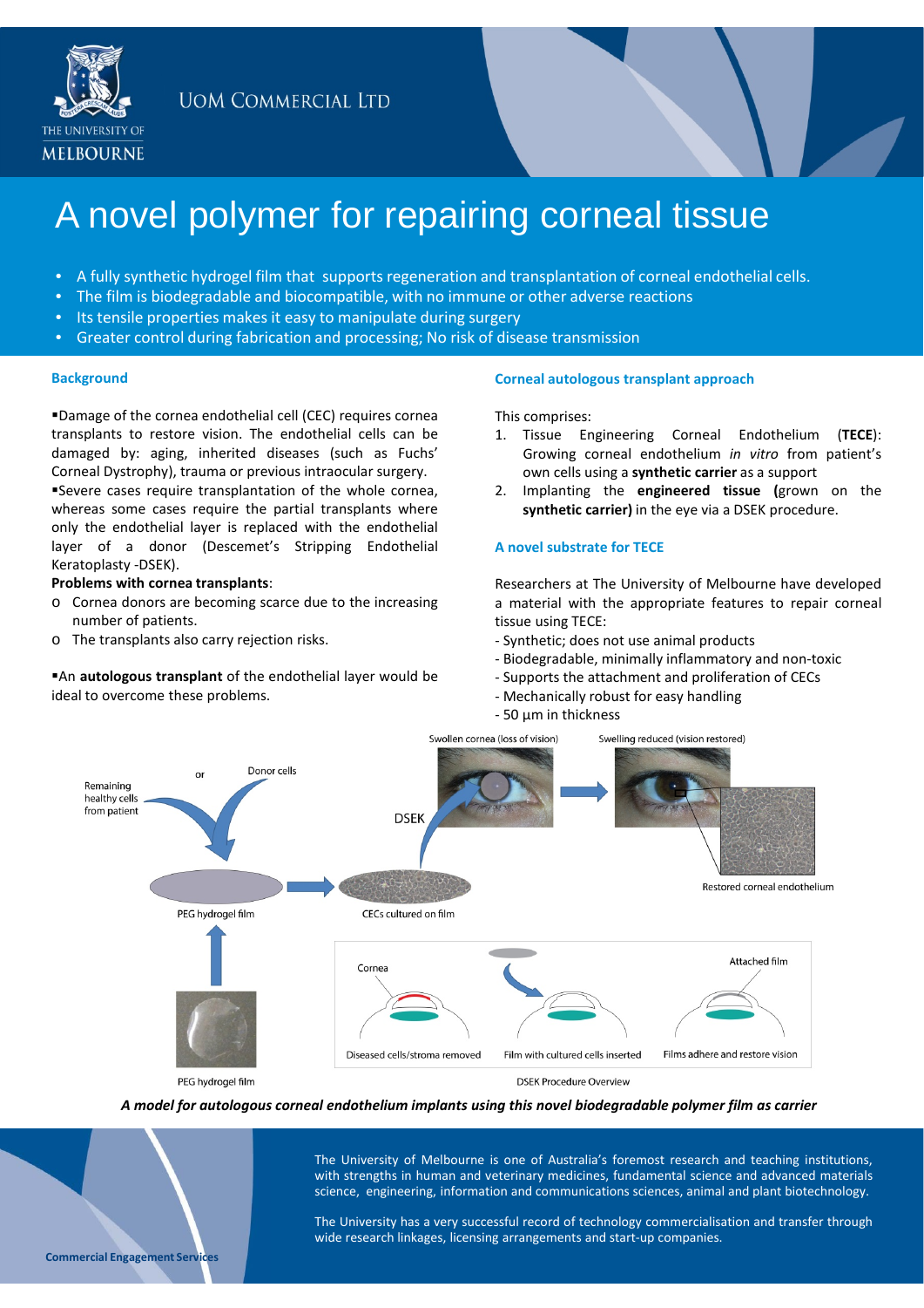THE UNIVERSITY OF MELBOURNE

UoM Commercial Ltd

# A novel polymer for repairing corneal tissue

- A fully synthetic hydrogel film that supports regeneration and transplantation of corneal endothelial cells.
- The film is biodegradable and biocompatible, with no immune or other adverse reactions
- Its tensile properties makes it easy to manipulate during surgery
- Greater control during fabrication and processing; No risk of disease transmission

### Background

▪Damage of the cornea endothelial cell (CEC) requires cornea transplants to restore vision. The endothelial cells can be damaged by: aging, inherited diseases (such as Fuchs' Corneal Dystrophy), trauma or previous intraocular surgery.

▪Severe cases require transplantation of the whole cornea, whereas some cases require the partial transplants where only the endothelial layer is replaced with the endothelial layer of a donor (Descemet's Stripping Endothelial Keratoplasty -DSEK).

**Problems with cornea transplants**:

- Cornea donors are becoming scarce due to the increasing number of patients.
- The transplants also carry rejection risks.

▪An **autologous transplant** of the endothelial layer would be ideal to overcome these problems.

### Corneal autologous transplant approach

This comprises:

1. Tissue Engineering Corneal Endothelium (**TECE**): Growing corneal endothelium *in vitro* from patient's own cells using a **synthetic carrier** as a support
2. Implanting the **engineered tissue (**grown on the **synthetic carrier)** in the eye via a DSEK procedure.

### A novel substrate for TECE

Researchers at The University of Melbourne have developed a material with the appropriate features to repair corneal tissue using TECE:

- Synthetic; does not use animal products
- Biodegradable, minimally inflammatory and non-toxic
- Supports the attachment and proliferation of CECs
- Mechanically robust for easy handling
- 50 µm in thickness

*A model for autologous corneal endothelium implants using this novel biodegradable polymer film as carrier*

The University of Melbourne is one of Australia's foremost research and teaching institutions, with strengths in human and veterinary medicines, fundamental science and advanced materials science, engineering, information and communications sciences, animal and plant biotechnology.

The University has a very successful record of technology commercialisation and transfer through wide research linkages, licensing arrangements and start-up companies.

Commercial Engagement Services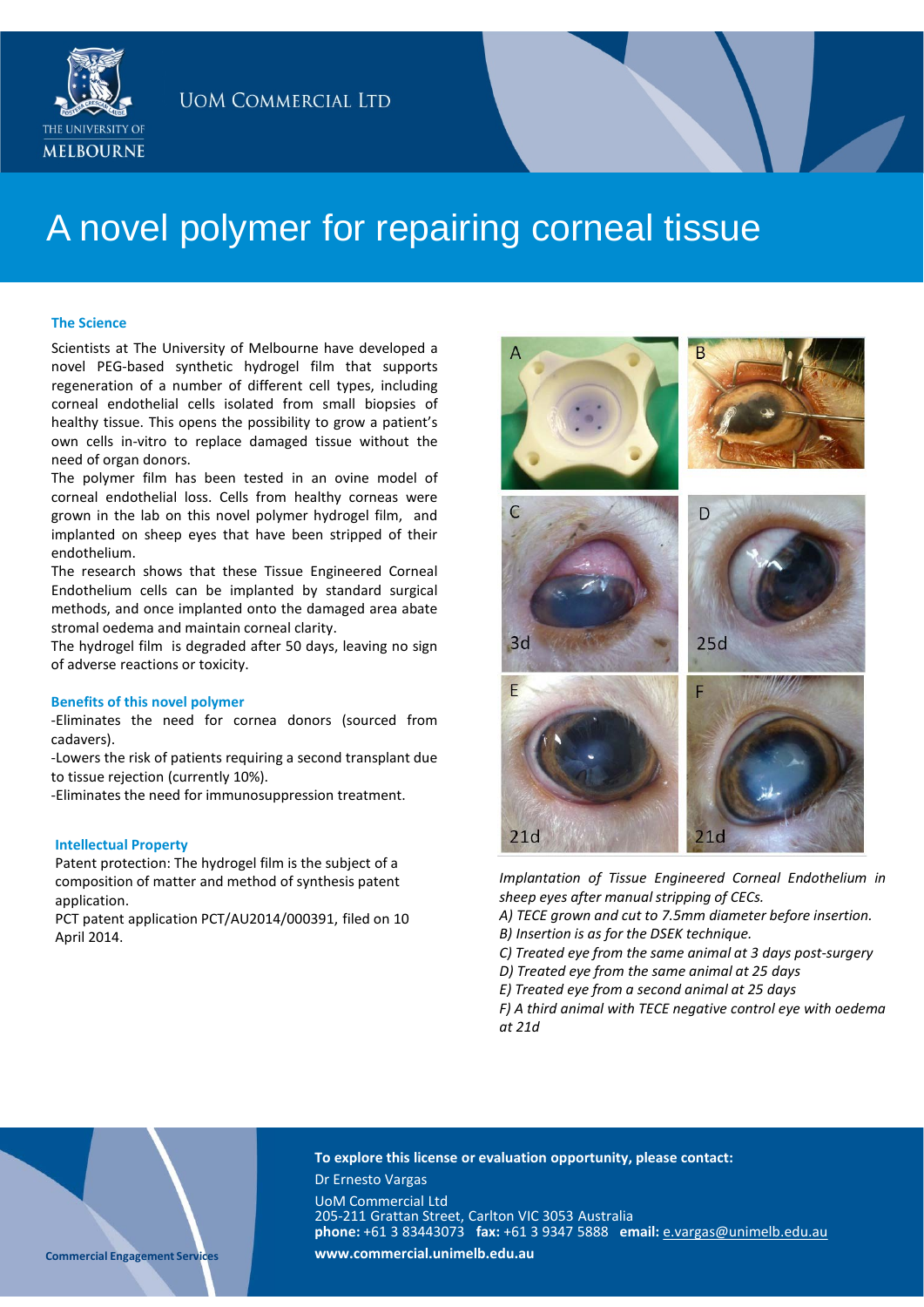UOM COMMERCIAL LTD

# A novel polymer for repairing corneal tissue

### The Science

Scientists at The University of Melbourne have developed a novel PEG-based synthetic hydrogel film that supports regeneration of a number of different cell types, including corneal endothelial cells isolated from small biopsies of healthy tissue. This opens the possibility to grow a patient's own cells in-vitro to replace damaged tissue without the need of organ donors.

The polymer film has been tested in an ovine model of corneal endothelial loss. Cells from healthy corneas were grown in the lab on this novel polymer hydrogel film, and implanted on sheep eyes that have been stripped of their endothelium.

The research shows that these Tissue Engineered Corneal Endothelium cells can be implanted by standard surgical methods, and once implanted onto the damaged area abate stromal oedema and maintain corneal clarity.

The hydrogel film is degraded after 50 days, leaving no sign of adverse reactions or toxicity.

### Benefits of this novel polymer

-Eliminates the need for cornea donors (sourced from cadavers).

-Lowers the risk of patients requiring a second transplant due to tissue rejection (currently 10%).

-Eliminates the need for immunosuppression treatment.

### Intellectual Property

Patent protection: The hydrogel film is the subject of a composition of matter and method of synthesis patent application.

PCT patent application PCT/AU2014/000391, filed on 10 April 2014.

*Implantation of Tissue Engineered Corneal Endothelium in sheep eyes after manual stripping of CECs.*
*A) TECE grown and cut to 7.5mm diameter before insertion.*
*B) Insertion is as for the DSEK technique.*
*C) Treated eye from the same animal at 3 days post-surgery*
*D) Treated eye from the same animal at 25 days*
*E) Treated eye from a second animal at 25 days*
*F) A third animal with TECE negative control eye with oedema at 21d*

**To explore this license or evaluation opportunity, please contact:**

Dr Ernesto Vargas

UoM Commercial Ltd
205-211 Grattan Street, Carlton VIC 3053 Australia
**phone:** +61 3 83443073 **fax:** +61 3 9347 5888 **email:** e.vargas@unimelb.edu.au

**www.commercial.unimelb.edu.au**

Commercial Engagement Services